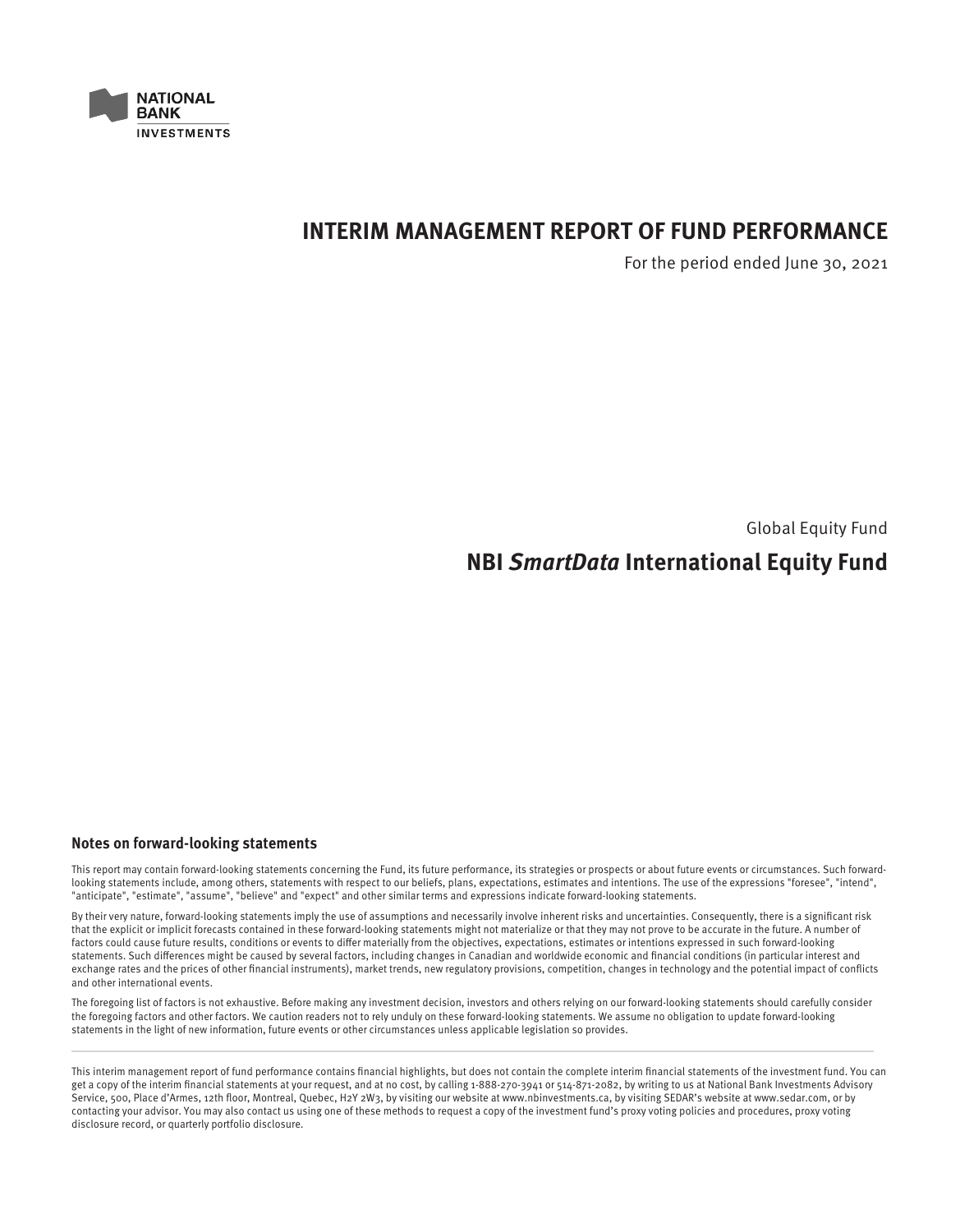NATIONAL BANK
INVESTMENTS

# INTERIM MANAGEMENT REPORT OF FUND PERFORMANCE

For the period ended June 30, 2021

Global Equity Fund

## NBI *SmartData* International Equity Fund

### Notes on forward-looking statements

This report may contain forward-looking statements concerning the Fund, its future performance, its strategies or prospects or about future events or circumstances. Such forward-looking statements include, among others, statements with respect to our beliefs, plans, expectations, estimates and intentions. The use of the expressions "foresee", "intend", "anticipate", "estimate", "assume", "believe" and "expect" and other similar terms and expressions indicate forward-looking statements.

By their very nature, forward-looking statements imply the use of assumptions and necessarily involve inherent risks and uncertainties. Consequently, there is a significant risk that the explicit or implicit forecasts contained in these forward-looking statements might not materialize or that they may not prove to be accurate in the future. A number of factors could cause future results, conditions or events to differ materially from the objectives, expectations, estimates or intentions expressed in such forward-looking statements. Such differences might be caused by several factors, including changes in Canadian and worldwide economic and financial conditions (in particular interest and exchange rates and the prices of other financial instruments), market trends, new regulatory provisions, competition, changes in technology and the potential impact of conflicts and other international events.

The foregoing list of factors is not exhaustive. Before making any investment decision, investors and others relying on our forward-looking statements should carefully consider the foregoing factors and other factors. We caution readers not to rely unduly on these forward-looking statements. We assume no obligation to update forward-looking statements in the light of new information, future events or other circumstances unless applicable legislation so provides.

---

This interim management report of fund performance contains financial highlights, but does not contain the complete interim financial statements of the investment fund. You can get a copy of the interim financial statements at your request, and at no cost, by calling 1-888-270-3941 or 514-871-2082, by writing to us at National Bank Investments Advisory Service, 500, Place d'Armes, 12th floor, Montreal, Quebec, H2Y 2W3, by visiting our website at www.nbinvestments.ca, by visiting SEDAR's website at www.sedar.com, or by contacting your advisor. You may also contact us using one of these methods to request a copy of the investment fund's proxy voting policies and procedures, proxy voting disclosure record, or quarterly portfolio disclosure.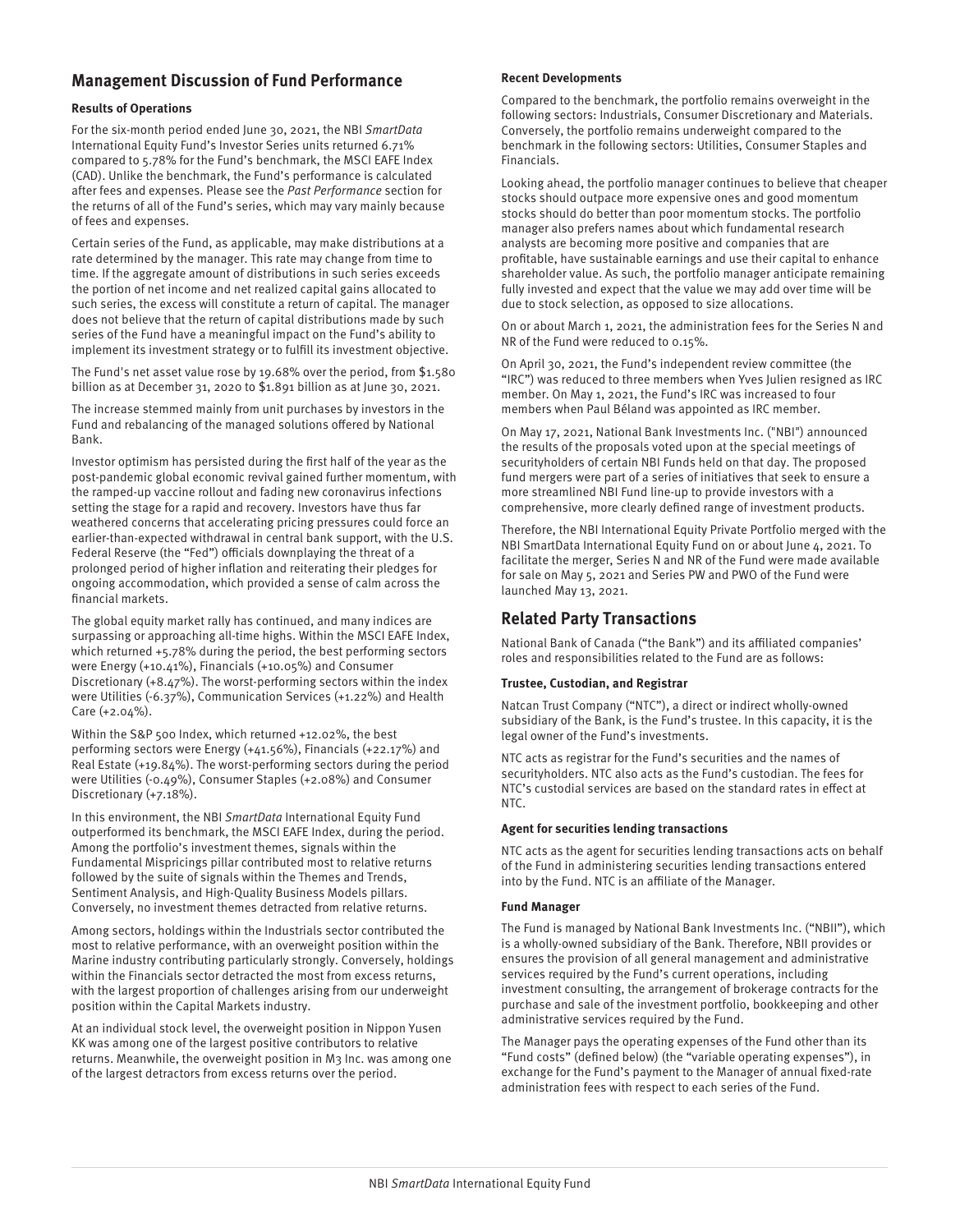## Management Discussion of Fund Performance

### Results of Operations

For the six-month period ended June 30, 2021, the NBI *SmartData* International Equity Fund's Investor Series units returned 6.71% compared to 5.78% for the Fund's benchmark, the MSCI EAFE Index (CAD). Unlike the benchmark, the Fund's performance is calculated after fees and expenses. Please see the *Past Performance* section for the returns of all of the Fund's series, which may vary mainly because of fees and expenses.

Certain series of the Fund, as applicable, may make distributions at a rate determined by the manager. This rate may change from time to time. If the aggregate amount of distributions in such series exceeds the portion of net income and net realized capital gains allocated to such series, the excess will constitute a return of capital. The manager does not believe that the return of capital distributions made by such series of the Fund have a meaningful impact on the Fund's ability to implement its investment strategy or to fulfill its investment objective.

The Fund's net asset value rose by 19.68% over the period, from $1.580 billion as at December 31, 2020 to $1.891 billion as at June 30, 2021.

The increase stemmed mainly from unit purchases by investors in the Fund and rebalancing of the managed solutions offered by National Bank.

Investor optimism has persisted during the first half of the year as the post-pandemic global economic revival gained further momentum, with the ramped-up vaccine rollout and fading new coronavirus infections setting the stage for a rapid and recovery. Investors have thus far weathered concerns that accelerating pricing pressures could force an earlier-than-expected withdrawal in central bank support, with the U.S. Federal Reserve (the "Fed") officials downplaying the threat of a prolonged period of higher inflation and reiterating their pledges for ongoing accommodation, which provided a sense of calm across the financial markets.

The global equity market rally has continued, and many indices are surpassing or approaching all-time highs. Within the MSCI EAFE Index, which returned +5.78% during the period, the best performing sectors were Energy (+10.41%), Financials (+10.05%) and Consumer Discretionary (+8.47%). The worst-performing sectors within the index were Utilities (-6.37%), Communication Services (+1.22%) and Health Care (+2.04%).

Within the S&P 500 Index, which returned +12.02%, the best performing sectors were Energy (+41.56%), Financials (+22.17%) and Real Estate (+19.84%). The worst-performing sectors during the period were Utilities (-0.49%), Consumer Staples (+2.08%) and Consumer Discretionary (+7.18%).

In this environment, the NBI *SmartData* International Equity Fund outperformed its benchmark, the MSCI EAFE Index, during the period. Among the portfolio's investment themes, signals within the Fundamental Mispricings pillar contributed most to relative returns followed by the suite of signals within the Themes and Trends, Sentiment Analysis, and High-Quality Business Models pillars. Conversely, no investment themes detracted from relative returns.

Among sectors, holdings within the Industrials sector contributed the most to relative performance, with an overweight position within the Marine industry contributing particularly strongly. Conversely, holdings within the Financials sector detracted the most from excess returns, with the largest proportion of challenges arising from our underweight position within the Capital Markets industry.

At an individual stock level, the overweight position in Nippon Yusen KK was among one of the largest positive contributors to relative returns. Meanwhile, the overweight position in M3 Inc. was among one of the largest detractors from excess returns over the period.

### Recent Developments

Compared to the benchmark, the portfolio remains overweight in the following sectors: Industrials, Consumer Discretionary and Materials. Conversely, the portfolio remains underweight compared to the benchmark in the following sectors: Utilities, Consumer Staples and Financials.

Looking ahead, the portfolio manager continues to believe that cheaper stocks should outpace more expensive ones and good momentum stocks should do better than poor momentum stocks. The portfolio manager also prefers names about which fundamental research analysts are becoming more positive and companies that are profitable, have sustainable earnings and use their capital to enhance shareholder value. As such, the portfolio manager anticipate remaining fully invested and expect that the value we may add over time will be due to stock selection, as opposed to size allocations.

On or about March 1, 2021, the administration fees for the Series N and NR of the Fund were reduced to 0.15%.

On April 30, 2021, the Fund's independent review committee (the "IRC") was reduced to three members when Yves Julien resigned as IRC member. On May 1, 2021, the Fund's IRC was increased to four members when Paul Béland was appointed as IRC member.

On May 17, 2021, National Bank Investments Inc. ("NBI") announced the results of the proposals voted upon at the special meetings of securityholders of certain NBI Funds held on that day. The proposed fund mergers were part of a series of initiatives that seek to ensure a more streamlined NBI Fund line-up to provide investors with a comprehensive, more clearly defined range of investment products.

Therefore, the NBI International Equity Private Portfolio merged with the NBI SmartData International Equity Fund on or about June 4, 2021. To facilitate the merger, Series N and NR of the Fund were made available for sale on May 5, 2021 and Series PW and PWO of the Fund were launched May 13, 2021.

## Related Party Transactions

National Bank of Canada ("the Bank") and its affiliated companies' roles and responsibilities related to the Fund are as follows:

### Trustee, Custodian, and Registrar

Natcan Trust Company ("NTC"), a direct or indirect wholly-owned subsidiary of the Bank, is the Fund's trustee. In this capacity, it is the legal owner of the Fund's investments.

NTC acts as registrar for the Fund's securities and the names of securityholders. NTC also acts as the Fund's custodian. The fees for NTC's custodial services are based on the standard rates in effect at NTC.

### Agent for securities lending transactions

NTC acts as the agent for securities lending transactions acts on behalf of the Fund in administering securities lending transactions entered into by the Fund. NTC is an affiliate of the Manager.

### Fund Manager

The Fund is managed by National Bank Investments Inc. ("NBII"), which is a wholly-owned subsidiary of the Bank. Therefore, NBII provides or ensures the provision of all general management and administrative services required by the Fund's current operations, including investment consulting, the arrangement of brokerage contracts for the purchase and sale of the investment portfolio, bookkeeping and other administrative services required by the Fund.

The Manager pays the operating expenses of the Fund other than its "Fund costs" (defined below) (the "variable operating expenses"), in exchange for the Fund's payment to the Manager of annual fixed-rate administration fees with respect to each series of the Fund.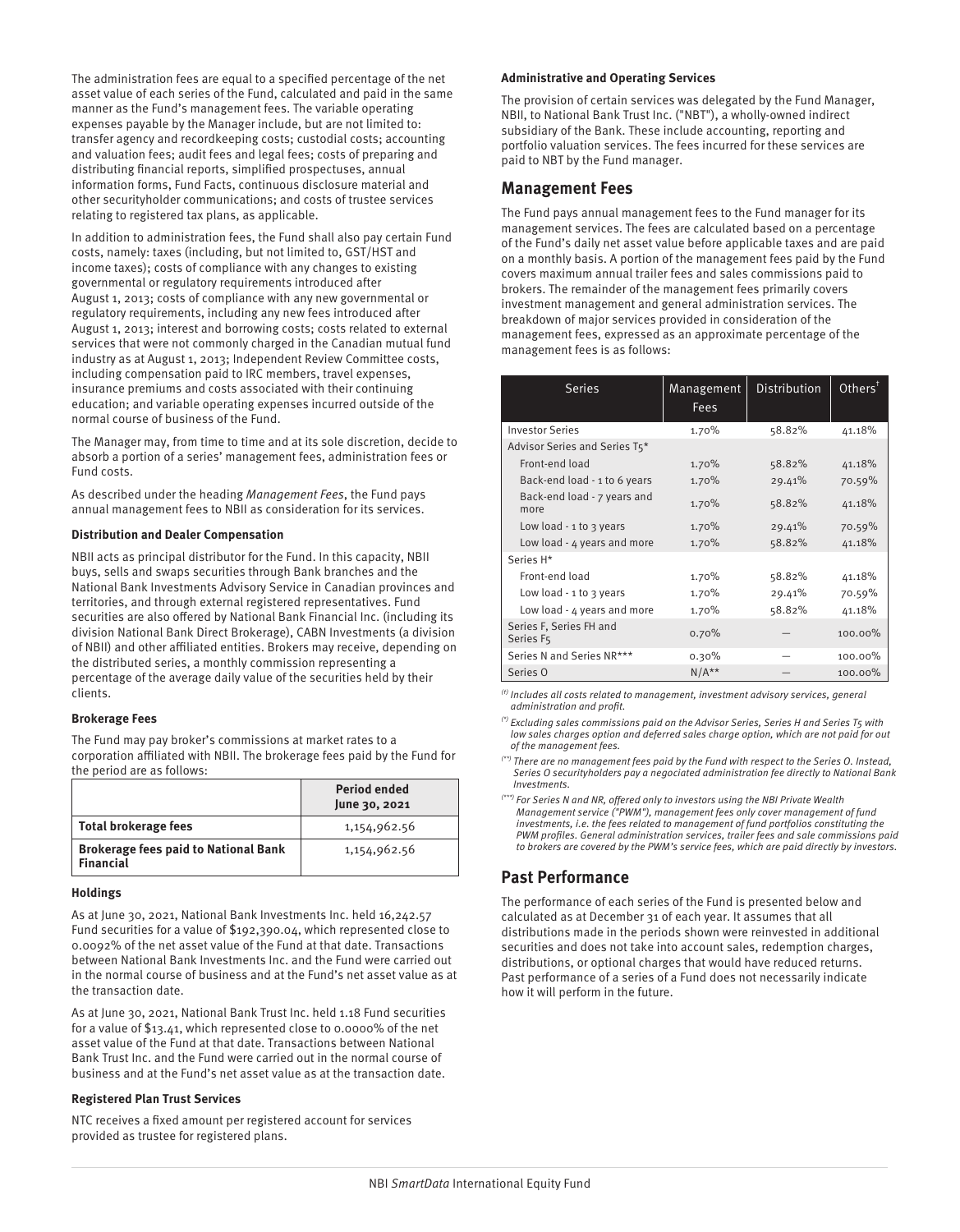The administration fees are equal to a specified percentage of the net asset value of each series of the Fund, calculated and paid in the same manner as the Fund's management fees. The variable operating expenses payable by the Manager include, but are not limited to: transfer agency and recordkeeping costs; custodial costs; accounting and valuation fees; audit fees and legal fees; costs of preparing and distributing financial reports, simplified prospectuses, annual information forms, Fund Facts, continuous disclosure material and other securityholder communications; and costs of trustee services relating to registered tax plans, as applicable.

In addition to administration fees, the Fund shall also pay certain Fund costs, namely: taxes (including, but not limited to, GST/HST and income taxes); costs of compliance with any changes to existing governmental or regulatory requirements introduced after August 1, 2013; costs of compliance with any new governmental or regulatory requirements, including any new fees introduced after August 1, 2013; interest and borrowing costs; costs related to external services that were not commonly charged in the Canadian mutual fund industry as at August 1, 2013; Independent Review Committee costs, including compensation paid to IRC members, travel expenses, insurance premiums and costs associated with their continuing education; and variable operating expenses incurred outside of the normal course of business of the Fund.

The Manager may, from time to time and at its sole discretion, decide to absorb a portion of a series' management fees, administration fees or Fund costs.

As described under the heading *Management Fees*, the Fund pays annual management fees to NBII as consideration for its services.

**Distribution and Dealer Compensation**

NBII acts as principal distributor for the Fund. In this capacity, NBII buys, sells and swaps securities through Bank branches and the National Bank Investments Advisory Service in Canadian provinces and territories, and through external registered representatives. Fund securities are also offered by National Bank Financial Inc. (including its division National Bank Direct Brokerage), CABN Investments (a division of NBII) and other affiliated entities. Brokers may receive, depending on the distributed series, a monthly commission representing a percentage of the average daily value of the securities held by their clients.

**Brokerage Fees**

The Fund may pay broker's commissions at market rates to a corporation affiliated with NBII. The brokerage fees paid by the Fund for the period are as follows:

| | Period ended June 30, 2021 |
|---|---|
| **Total brokerage fees** | 1,154,962.56 |
| **Brokerage fees paid to National Bank Financial** | 1,154,962.56 |

**Holdings**

As at June 30, 2021, National Bank Investments Inc. held 16,242.57 Fund securities for a value of $192,390.04, which represented close to 0.0092% of the net asset value of the Fund at that date. Transactions between National Bank Investments Inc. and the Fund were carried out in the normal course of business and at the Fund's net asset value as at the transaction date.

As at June 30, 2021, National Bank Trust Inc. held 1.18 Fund securities for a value of $13.41, which represented close to 0.0000% of the net asset value of the Fund at that date. Transactions between National Bank Trust Inc. and the Fund were carried out in the normal course of business and at the Fund's net asset value as at the transaction date.

**Registered Plan Trust Services**

NTC receives a fixed amount per registered account for services provided as trustee for registered plans.

**Administrative and Operating Services**

The provision of certain services was delegated by the Fund Manager, NBII, to National Bank Trust Inc. ("NBT"), a wholly-owned indirect subsidiary of the Bank. These include accounting, reporting and portfolio valuation services. The fees incurred for these services are paid to NBT by the Fund manager.

## Management Fees

The Fund pays annual management fees to the Fund manager for its management services. The fees are calculated based on a percentage of the Fund's daily net asset value before applicable taxes and are paid on a monthly basis. A portion of the management fees paid by the Fund covers maximum annual trailer fees and sales commissions paid to brokers. The remainder of the management fees primarily covers investment management and general administration services. The breakdown of major services provided in consideration of the management fees, expressed as an approximate percentage of the management fees is as follows:

| Series | Management Fees | Distribution | Others[†] |
|---|---|---|---|
| Investor Series | 1.70% | 58.82% | 41.18% |
| Advisor Series and Series T5* | | | |
| Front-end load | 1.70% | 58.82% | 41.18% |
| Back-end load - 1 to 6 years | 1.70% | 29.41% | 70.59% |
| Back-end load - 7 years and more | 1.70% | 58.82% | 41.18% |
| Low load - 1 to 3 years | 1.70% | 29.41% | 70.59% |
| Low load - 4 years and more | 1.70% | 58.82% | 41.18% |
| Series H* | | | |
| Front-end load | 1.70% | 58.82% | 41.18% |
| Low load - 1 to 3 years | 1.70% | 29.41% | 70.59% |
| Low load - 4 years and more | 1.70% | 58.82% | 41.18% |
| Series F, Series FH and Series F5 | 0.70% | — | 100.00% |
| Series N and Series NR*** | 0.30% | — | 100.00% |
| Series O | N/A** | — | 100.00% |

*(†) Includes all costs related to management, investment advisory services, general administration and profit.*

*(\*) Excluding sales commissions paid on the Advisor Series, Series H and Series T5 with low sales charges option and deferred sales charge option, which are not paid for out of the management fees.*

*(\*\*) There are no management fees paid by the Fund with respect to the Series O. Instead, Series O securityholders pay a negociated administration fee directly to National Bank Investments.*

*(\*\*\*) For Series N and NR, offered only to investors using the NBI Private Wealth Management service ("PWM"), management fees only cover management of fund investments, i.e. the fees related to management of fund portfolios constituting the PWM profiles. General administration services, trailer fees and sale commissions paid to brokers are covered by the PWM's service fees, which are paid directly by investors.*

## Past Performance

The performance of each series of the Fund is presented below and calculated as at December 31 of each year. It assumes that all distributions made in the periods shown were reinvested in additional securities and does not take into account sales, redemption charges, distributions, or optional charges that would have reduced returns. Past performance of a series of a Fund does not necessarily indicate how it will perform in the future.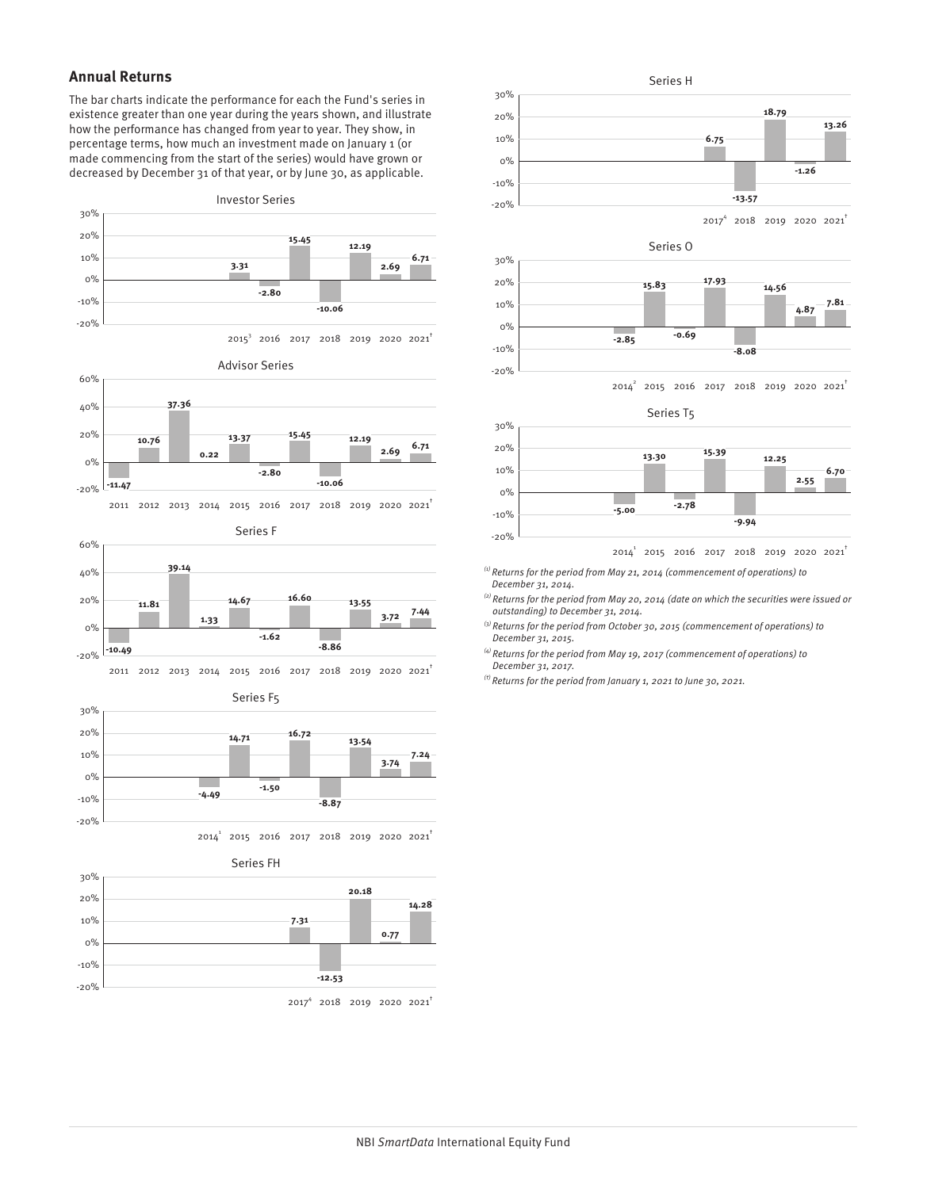## Annual Returns

The bar charts indicate the performance for each the Fund's series in existence greater than one year during the years shown, and illustrate how the performance has changed from year to year. They show, in percentage terms, how much an investment made on January 1 (or made commencing from the start of the series) would have grown or decreased by December 31 of that year, or by June 30, as applicable.

**Investor Series**

| 2015[3] | 2016 | 2017 | 2018 | 2019 | 2020 | 2021[†] |
|---|---|---|---|---|---|---|
| 3.31 | -2.80 | 15.45 | -10.06 | 12.19 | 2.69 | 6.71 |

**Advisor Series**

| 2011 | 2012 | 2013 | 2014 | 2015 | 2016 | 2017 | 2018 | 2019 | 2020 | 2021[†] |
|---|---|---|---|---|---|---|---|---|---|---|
| -11.47 | 10.76 | 37.36 | 0.22 | 13.37 | -2.80 | 15.45 | -10.06 | 12.19 | 2.69 | 6.71 |

**Series F**

| 2011 | 2012 | 2013 | 2014 | 2015 | 2016 | 2017 | 2018 | 2019 | 2020 | 2021[†] |
|---|---|---|---|---|---|---|---|---|---|---|
| -10.49 | 11.81 | 39.14 | 1.33 | 14.67 | -1.62 | 16.60 | -8.86 | 13.55 | 3.72 | 7.44 |

**Series F5**

| 2014[1] | 2015 | 2016 | 2017 | 2018 | 2019 | 2020 | 2021[†] |
|---|---|---|---|---|---|---|---|
| -4.49 | 14.71 | -1.50 | 16.72 | -8.87 | 13.54 | 3.74 | 7.24 |

**Series FH**

| 2017[4] | 2018 | 2019 | 2020 | 2021[†] |
|---|---|---|---|---|
| 7.31 | -12.53 | 20.18 | 0.77 | 14.28 |

**Series H**

| 2017[4] | 2018 | 2019 | 2020 | 2021[†] |
|---|---|---|---|---|
| 6.75 | -13.57 | 18.79 | -1.26 | 13.26 |

**Series O**

| 2014[2] | 2015 | 2016 | 2017 | 2018 | 2019 | 2020 | 2021[†] |
|---|---|---|---|---|---|---|---|
| -2.85 | 15.83 | -0.69 | 17.93 | -8.08 | 14.56 | 4.87 | 7.81 |

**Series T5**

| 2014[1] | 2015 | 2016 | 2017 | 2018 | 2019 | 2020 | 2021[†] |
|---|---|---|---|---|---|---|---|
| -5.00 | 13.30 | -2.78 | 15.39 | -9.94 | 12.25 | 2.55 | 6.70 |

*(1) Returns for the period from May 21, 2014 (commencement of operations) to December 31, 2014.*

*(2) Returns for the period from May 20, 2014 (date on which the securities were issued or outstanding) to December 31, 2014.*

*(3) Returns for the period from October 30, 2015 (commencement of operations) to December 31, 2015.*

*(4) Returns for the period from May 19, 2017 (commencement of operations) to December 31, 2017.*

*(†) Returns for the period from January 1, 2021 to June 30, 2021.*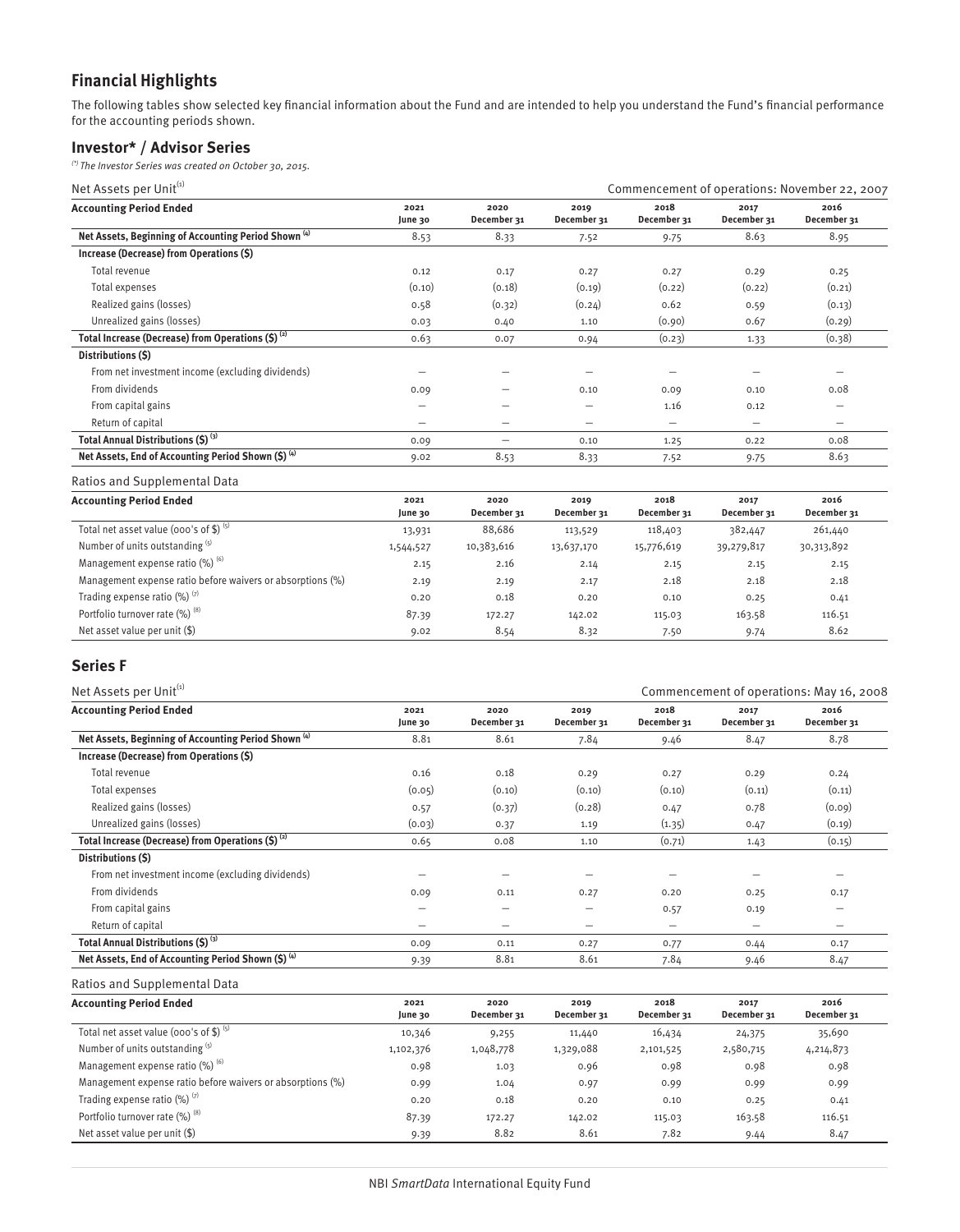## Financial Highlights

The following tables show selected key financial information about the Fund and are intended to help you understand the Fund's financial performance for the accounting periods shown.

### Investor* / Advisor Series

*(\*) The Investor Series was created on October 30, 2015.*

Net Assets per Unit[1] — Commencement of operations: November 22, 2007

| Accounting Period Ended | 2021 June 30 | 2020 December 31 | 2019 December 31 | 2018 December 31 | 2017 December 31 | 2016 December 31 |
|---|---|---|---|---|---|---|
| **Net Assets, Beginning of Accounting Period Shown [4]** | 8.53 | 8.33 | 7.52 | 9.75 | 8.63 | 8.95 |
| **Increase (Decrease) from Operations ($)** | | | | | | |
| Total revenue | 0.12 | 0.17 | 0.27 | 0.27 | 0.29 | 0.25 |
| Total expenses | (0.10) | (0.18) | (0.19) | (0.22) | (0.22) | (0.21) |
| Realized gains (losses) | 0.58 | (0.32) | (0.24) | 0.62 | 0.59 | (0.13) |
| Unrealized gains (losses) | 0.03 | 0.40 | 1.10 | (0.90) | 0.67 | (0.29) |
| **Total Increase (Decrease) from Operations ($) [2]** | 0.63 | 0.07 | 0.94 | (0.23) | 1.33 | (0.38) |
| **Distributions ($)** | | | | | | |
| From net investment income (excluding dividends) | – | – | – | – | – | – |
| From dividends | 0.09 | – | 0.10 | 0.09 | 0.10 | 0.08 |
| From capital gains | – | – | – | 1.16 | 0.12 | – |
| Return of capital | – | – | – | – | – | – |
| **Total Annual Distributions ($) [3]** | 0.09 | – | 0.10 | 1.25 | 0.22 | 0.08 |
| **Net Assets, End of Accounting Period Shown ($) [4]** | 9.02 | 8.53 | 8.33 | 7.52 | 9.75 | 8.63 |

Ratios and Supplemental Data

| Accounting Period Ended | 2021 June 30 | 2020 December 31 | 2019 December 31 | 2018 December 31 | 2017 December 31 | 2016 December 31 |
|---|---|---|---|---|---|---|
| Total net asset value (000's of $) [5] | 13,931 | 88,686 | 113,529 | 118,403 | 382,447 | 261,440 |
| Number of units outstanding [5] | 1,544,527 | 10,383,616 | 13,637,170 | 15,776,619 | 39,279,817 | 30,313,892 |
| Management expense ratio (%) [6] | 2.15 | 2.16 | 2.14 | 2.15 | 2.15 | 2.15 |
| Management expense ratio before waivers or absorptions (%) | 2.19 | 2.19 | 2.17 | 2.18 | 2.18 | 2.18 |
| Trading expense ratio (%) [7] | 0.20 | 0.18 | 0.20 | 0.10 | 0.25 | 0.41 |
| Portfolio turnover rate (%) [8] | 87.39 | 172.27 | 142.02 | 115.03 | 163.58 | 116.51 |
| Net asset value per unit ($) | 9.02 | 8.54 | 8.32 | 7.50 | 9.74 | 8.62 |

### Series F

Net Assets per Unit[1] — Commencement of operations: May 16, 2008

| Accounting Period Ended | 2021 June 30 | 2020 December 31 | 2019 December 31 | 2018 December 31 | 2017 December 31 | 2016 December 31 |
|---|---|---|---|---|---|---|
| **Net Assets, Beginning of Accounting Period Shown [4]** | 8.81 | 8.61 | 7.84 | 9.46 | 8.47 | 8.78 |
| **Increase (Decrease) from Operations ($)** | | | | | | |
| Total revenue | 0.16 | 0.18 | 0.29 | 0.27 | 0.29 | 0.24 |
| Total expenses | (0.05) | (0.10) | (0.10) | (0.10) | (0.11) | (0.11) |
| Realized gains (losses) | 0.57 | (0.37) | (0.28) | 0.47 | 0.78 | (0.09) |
| Unrealized gains (losses) | (0.03) | 0.37 | 1.19 | (1.35) | 0.47 | (0.19) |
| **Total Increase (Decrease) from Operations ($) [2]** | 0.65 | 0.08 | 1.10 | (0.71) | 1.43 | (0.15) |
| **Distributions ($)** | | | | | | |
| From net investment income (excluding dividends) | – | – | – | – | – | – |
| From dividends | 0.09 | 0.11 | 0.27 | 0.20 | 0.25 | 0.17 |
| From capital gains | – | – | – | 0.57 | 0.19 | – |
| Return of capital | – | – | – | – | – | – |
| **Total Annual Distributions ($) [3]** | 0.09 | 0.11 | 0.27 | 0.77 | 0.44 | 0.17 |
| **Net Assets, End of Accounting Period Shown ($) [4]** | 9.39 | 8.81 | 8.61 | 7.84 | 9.46 | 8.47 |

Ratios and Supplemental Data

| Accounting Period Ended | 2021 June 30 | 2020 December 31 | 2019 December 31 | 2018 December 31 | 2017 December 31 | 2016 December 31 |
|---|---|---|---|---|---|---|
| Total net asset value (000's of $) [5] | 10,346 | 9,255 | 11,440 | 16,434 | 24,375 | 35,690 |
| Number of units outstanding [5] | 1,102,376 | 1,048,778 | 1,329,088 | 2,101,525 | 2,580,715 | 4,214,873 |
| Management expense ratio (%) [6] | 0.98 | 1.03 | 0.96 | 0.98 | 0.98 | 0.98 |
| Management expense ratio before waivers or absorptions (%) | 0.99 | 1.04 | 0.97 | 0.99 | 0.99 | 0.99 |
| Trading expense ratio (%) [7] | 0.20 | 0.18 | 0.20 | 0.10 | 0.25 | 0.41 |
| Portfolio turnover rate (%) [8] | 87.39 | 172.27 | 142.02 | 115.03 | 163.58 | 116.51 |
| Net asset value per unit ($) | 9.39 | 8.82 | 8.61 | 7.82 | 9.44 | 8.47 |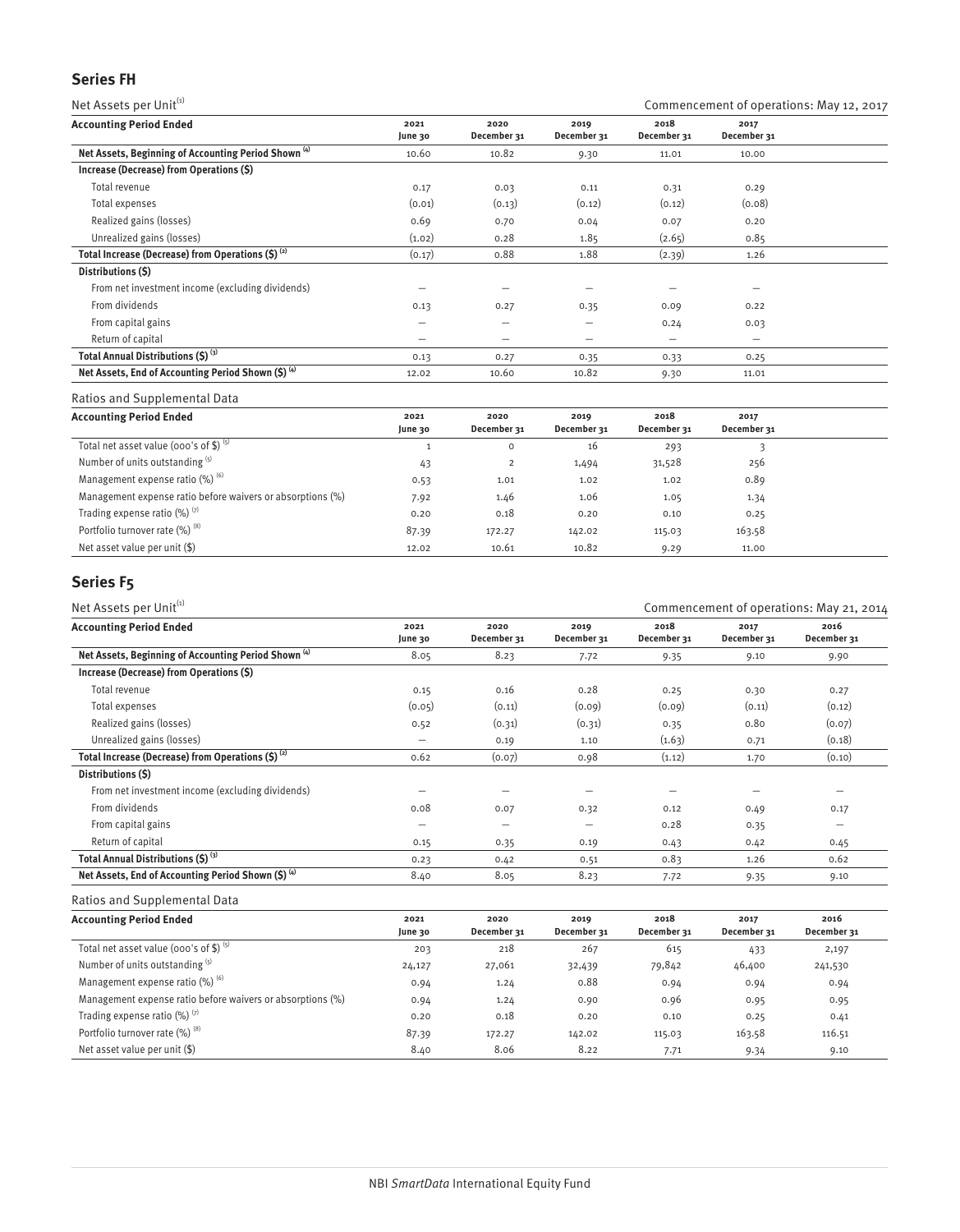## Series FH

Net Assets per Unit(1) — Commencement of operations: May 12, 2017

| Accounting Period Ended | 2021 June 30 | 2020 December 31 | 2019 December 31 | 2018 December 31 | 2017 December 31 |
|---|---|---|---|---|---|
| **Net Assets, Beginning of Accounting Period Shown (4)** | 10.60 | 10.82 | 9.30 | 11.01 | 10.00 |
| **Increase (Decrease) from Operations ($)** | | | | | |
| Total revenue | 0.17 | 0.03 | 0.11 | 0.31 | 0.29 |
| Total expenses | (0.01) | (0.13) | (0.12) | (0.12) | (0.08) |
| Realized gains (losses) | 0.69 | 0.70 | 0.04 | 0.07 | 0.20 |
| Unrealized gains (losses) | (1.02) | 0.28 | 1.85 | (2.65) | 0.85 |
| **Total Increase (Decrease) from Operations ($) (2)** | (0.17) | 0.88 | 1.88 | (2.39) | 1.26 |
| **Distributions ($)** | | | | | |
| From net investment income (excluding dividends) | – | – | – | – | – |
| From dividends | 0.13 | 0.27 | 0.35 | 0.09 | 0.22 |
| From capital gains | – | – | – | 0.24 | 0.03 |
| Return of capital | – | – | – | – | – |
| **Total Annual Distributions ($) (3)** | 0.13 | 0.27 | 0.35 | 0.33 | 0.25 |
| **Net Assets, End of Accounting Period Shown ($) (4)** | 12.02 | 10.60 | 10.82 | 9.30 | 11.01 |

Ratios and Supplemental Data

| Accounting Period Ended | 2021 June 30 | 2020 December 31 | 2019 December 31 | 2018 December 31 | 2017 December 31 |
|---|---|---|---|---|---|
| Total net asset value (000's of $) (5) | 1 | 0 | 16 | 293 | 3 |
| Number of units outstanding (5) | 43 | 2 | 1,494 | 31,528 | 256 |
| Management expense ratio (%) (6) | 0.53 | 1.01 | 1.02 | 1.02 | 0.89 |
| Management expense ratio before waivers or absorptions (%) | 7.92 | 1.46 | 1.06 | 1.05 | 1.34 |
| Trading expense ratio (%) (7) | 0.20 | 0.18 | 0.20 | 0.10 | 0.25 |
| Portfolio turnover rate (%) (8) | 87.39 | 172.27 | 142.02 | 115.03 | 163.58 |
| Net asset value per unit ($) | 12.02 | 10.61 | 10.82 | 9.29 | 11.00 |

## Series F5

Net Assets per Unit(1) — Commencement of operations: May 21, 2014

| Accounting Period Ended | 2021 June 30 | 2020 December 31 | 2019 December 31 | 2018 December 31 | 2017 December 31 | 2016 December 31 |
|---|---|---|---|---|---|---|
| **Net Assets, Beginning of Accounting Period Shown (4)** | 8.05 | 8.23 | 7.72 | 9.35 | 9.10 | 9.90 |
| **Increase (Decrease) from Operations ($)** | | | | | | |
| Total revenue | 0.15 | 0.16 | 0.28 | 0.25 | 0.30 | 0.27 |
| Total expenses | (0.05) | (0.11) | (0.09) | (0.09) | (0.11) | (0.12) |
| Realized gains (losses) | 0.52 | (0.31) | (0.31) | 0.35 | 0.80 | (0.07) |
| Unrealized gains (losses) | – | 0.19 | 1.10 | (1.63) | 0.71 | (0.18) |
| **Total Increase (Decrease) from Operations ($) (2)** | 0.62 | (0.07) | 0.98 | (1.12) | 1.70 | (0.10) |
| **Distributions ($)** | | | | | | |
| From net investment income (excluding dividends) | – | – | – | – | – | – |
| From dividends | 0.08 | 0.07 | 0.32 | 0.12 | 0.49 | 0.17 |
| From capital gains | – | – | – | 0.28 | 0.35 | – |
| Return of capital | 0.15 | 0.35 | 0.19 | 0.43 | 0.42 | 0.45 |
| **Total Annual Distributions ($) (3)** | 0.23 | 0.42 | 0.51 | 0.83 | 1.26 | 0.62 |
| **Net Assets, End of Accounting Period Shown ($) (4)** | 8.40 | 8.05 | 8.23 | 7.72 | 9.35 | 9.10 |

Ratios and Supplemental Data

| Accounting Period Ended | 2021 June 30 | 2020 December 31 | 2019 December 31 | 2018 December 31 | 2017 December 31 | 2016 December 31 |
|---|---|---|---|---|---|---|
| Total net asset value (000's of $) (5) | 203 | 218 | 267 | 615 | 433 | 2,197 |
| Number of units outstanding (5) | 24,127 | 27,061 | 32,439 | 79,842 | 46,400 | 241,530 |
| Management expense ratio (%) (6) | 0.94 | 1.24 | 0.88 | 0.94 | 0.94 | 0.94 |
| Management expense ratio before waivers or absorptions (%) | 0.94 | 1.24 | 0.90 | 0.96 | 0.95 | 0.95 |
| Trading expense ratio (%) (7) | 0.20 | 0.18 | 0.20 | 0.10 | 0.25 | 0.41 |
| Portfolio turnover rate (%) (8) | 87.39 | 172.27 | 142.02 | 115.03 | 163.58 | 116.51 |
| Net asset value per unit ($) | 8.40 | 8.06 | 8.22 | 7.71 | 9.34 | 9.10 |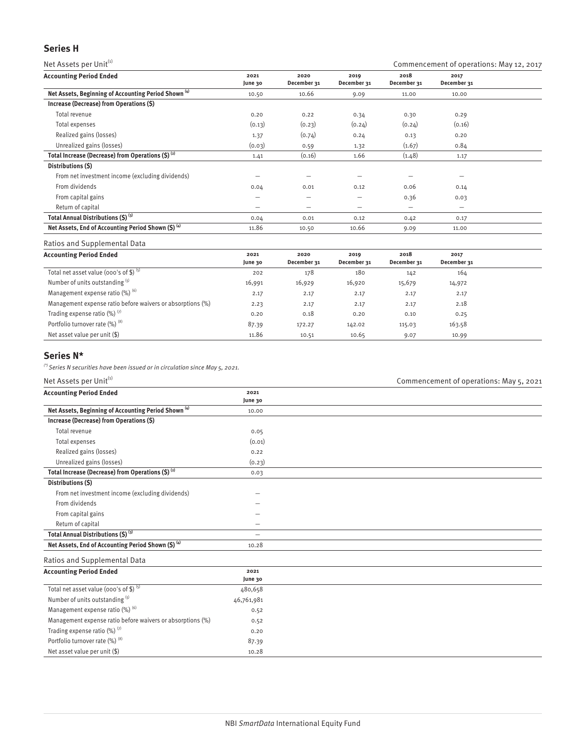## Series H

Net Assets per Unit[1] — Commencement of operations: May 12, 2017

| Accounting Period Ended | 2021 June 30 | 2020 December 31 | 2019 December 31 | 2018 December 31 | 2017 December 31 |
|---|---|---|---|---|---|
| **Net Assets, Beginning of Accounting Period Shown [4]** | 10.50 | 10.66 | 9.09 | 11.00 | 10.00 |
| **Increase (Decrease) from Operations ($)** | | | | | |
| Total revenue | 0.20 | 0.22 | 0.34 | 0.30 | 0.29 |
| Total expenses | (0.13) | (0.23) | (0.24) | (0.24) | (0.16) |
| Realized gains (losses) | 1.37 | (0.74) | 0.24 | 0.13 | 0.20 |
| Unrealized gains (losses) | (0.03) | 0.59 | 1.32 | (1.67) | 0.84 |
| **Total Increase (Decrease) from Operations ($) [2]** | 1.41 | (0.16) | 1.66 | (1.48) | 1.17 |
| **Distributions ($)** | | | | | |
| From net investment income (excluding dividends) | – | – | – | – | – |
| From dividends | 0.04 | 0.01 | 0.12 | 0.06 | 0.14 |
| From capital gains | – | – | – | 0.36 | 0.03 |
| Return of capital | – | – | – | – | – |
| **Total Annual Distributions ($) [3]** | 0.04 | 0.01 | 0.12 | 0.42 | 0.17 |
| **Net Assets, End of Accounting Period Shown ($) [4]** | 11.86 | 10.50 | 10.66 | 9.09 | 11.00 |

Ratios and Supplemental Data

| Accounting Period Ended | 2021 June 30 | 2020 December 31 | 2019 December 31 | 2018 December 31 | 2017 December 31 |
|---|---|---|---|---|---|
| Total net asset value (000's of $) [5] | 202 | 178 | 180 | 142 | 164 |
| Number of units outstanding [5] | 16,991 | 16,929 | 16,920 | 15,679 | 14,972 |
| Management expense ratio (%) [6] | 2.17 | 2.17 | 2.17 | 2.17 | 2.17 |
| Management expense ratio before waivers or absorptions (%) | 2.23 | 2.17 | 2.17 | 2.17 | 2.18 |
| Trading expense ratio (%) [7] | 0.20 | 0.18 | 0.20 | 0.10 | 0.25 |
| Portfolio turnover rate (%) [8] | 87.39 | 172.27 | 142.02 | 115.03 | 163.58 |
| Net asset value per unit ($) | 11.86 | 10.51 | 10.65 | 9.07 | 10.99 |

## Series N*

*(\*) Series N securities have been issued or in circulation since May 5, 2021.*

Net Assets per Unit[1] — Commencement of operations: May 5, 2021

| Accounting Period Ended | 2021 June 30 |
|---|---|
| **Net Assets, Beginning of Accounting Period Shown [4]** | 10.00 |
| **Increase (Decrease) from Operations ($)** | |
| Total revenue | 0.05 |
| Total expenses | (0.01) |
| Realized gains (losses) | 0.22 |
| Unrealized gains (losses) | (0.23) |
| **Total Increase (Decrease) from Operations ($) [2]** | 0.03 |
| **Distributions ($)** | |
| From net investment income (excluding dividends) | – |
| From dividends | – |
| From capital gains | – |
| Return of capital | – |
| **Total Annual Distributions ($) [3]** | – |
| **Net Assets, End of Accounting Period Shown ($) [4]** | 10.28 |

Ratios and Supplemental Data

| Accounting Period Ended | 2021 June 30 |
|---|---|
| Total net asset value (000's of $) [5] | 480,658 |
| Number of units outstanding [5] | 46,761,981 |
| Management expense ratio (%) [6] | 0.52 |
| Management expense ratio before waivers or absorptions (%) | 0.52 |
| Trading expense ratio (%) [7] | 0.20 |
| Portfolio turnover rate (%) [8] | 87.39 |
| Net asset value per unit ($) | 10.28 |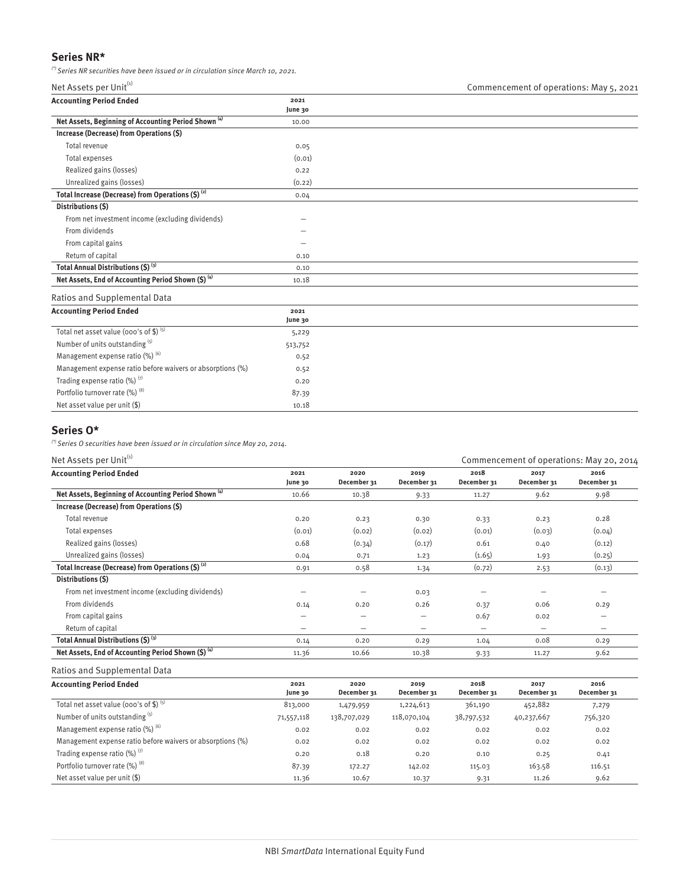## Series NR*

*(\*) Series NR securities have been issued or in circulation since March 10, 2021.*

Net Assets per Unit[1] — Commencement of operations: May 5, 2021

| Accounting Period Ended | 2021 June 30 |
|---|---|
| **Net Assets, Beginning of Accounting Period Shown [4]** | 10.00 |
| **Increase (Decrease) from Operations ($)** | |
| Total revenue | 0.05 |
| Total expenses | (0.01) |
| Realized gains (losses) | 0.22 |
| Unrealized gains (losses) | (0.22) |
| **Total Increase (Decrease) from Operations ($) [2]** | 0.04 |
| **Distributions ($)** | |
| From net investment income (excluding dividends) | – |
| From dividends | – |
| From capital gains | – |
| Return of capital | 0.10 |
| **Total Annual Distributions ($) [3]** | 0.10 |
| **Net Assets, End of Accounting Period Shown ($) [4]** | 10.18 |

Ratios and Supplemental Data

| Accounting Period Ended | 2021 June 30 |
|---|---|
| Total net asset value (000's of $) [5] | 5,229 |
| Number of units outstanding [5] | 513,752 |
| Management expense ratio (%) [6] | 0.52 |
| Management expense ratio before waivers or absorptions (%) | 0.52 |
| Trading expense ratio (%) [7] | 0.20 |
| Portfolio turnover rate (%) [8] | 87.39 |
| Net asset value per unit ($) | 10.18 |

## Series O*

*(\*) Series O securities have been issued or in circulation since May 20, 2014.*

Net Assets per Unit[1] — Commencement of operations: May 20, 2014

| Accounting Period Ended | 2021 June 30 | 2020 December 31 | 2019 December 31 | 2018 December 31 | 2017 December 31 | 2016 December 31 |
|---|---|---|---|---|---|---|
| **Net Assets, Beginning of Accounting Period Shown [4]** | 10.66 | 10.38 | 9.33 | 11.27 | 9.62 | 9.98 |
| **Increase (Decrease) from Operations ($)** | | | | | | |
| Total revenue | 0.20 | 0.23 | 0.30 | 0.33 | 0.23 | 0.28 |
| Total expenses | (0.01) | (0.02) | (0.02) | (0.01) | (0.03) | (0.04) |
| Realized gains (losses) | 0.68 | (0.34) | (0.17) | 0.61 | 0.40 | (0.12) |
| Unrealized gains (losses) | 0.04 | 0.71 | 1.23 | (1.65) | 1.93 | (0.25) |
| **Total Increase (Decrease) from Operations ($) [2]** | 0.91 | 0.58 | 1.34 | (0.72) | 2.53 | (0.13) |
| **Distributions ($)** | | | | | | |
| From net investment income (excluding dividends) | – | – | 0.03 | – | – | – |
| From dividends | 0.14 | 0.20 | 0.26 | 0.37 | 0.06 | 0.29 |
| From capital gains | – | – | – | 0.67 | 0.02 | – |
| Return of capital | – | – | – | – | – | – |
| **Total Annual Distributions ($) [3]** | 0.14 | 0.20 | 0.29 | 1.04 | 0.08 | 0.29 |
| **Net Assets, End of Accounting Period Shown ($) [4]** | 11.36 | 10.66 | 10.38 | 9.33 | 11.27 | 9.62 |

Ratios and Supplemental Data

| Accounting Period Ended | 2021 June 30 | 2020 December 31 | 2019 December 31 | 2018 December 31 | 2017 December 31 | 2016 December 31 |
|---|---|---|---|---|---|---|
| Total net asset value (000's of $) [5] | 813,000 | 1,479,959 | 1,224,613 | 361,190 | 452,882 | 7,279 |
| Number of units outstanding [5] | 71,557,118 | 138,707,029 | 118,070,104 | 38,797,532 | 40,237,667 | 756,320 |
| Management expense ratio (%) [6] | 0.02 | 0.02 | 0.02 | 0.02 | 0.02 | 0.02 |
| Management expense ratio before waivers or absorptions (%) | 0.02 | 0.02 | 0.02 | 0.02 | 0.02 | 0.02 |
| Trading expense ratio (%) [7] | 0.20 | 0.18 | 0.20 | 0.10 | 0.25 | 0.41 |
| Portfolio turnover rate (%) [8] | 87.39 | 172.27 | 142.02 | 115.03 | 163.58 | 116.51 |
| Net asset value per unit ($) | 11.36 | 10.67 | 10.37 | 9.31 | 11.26 | 9.62 |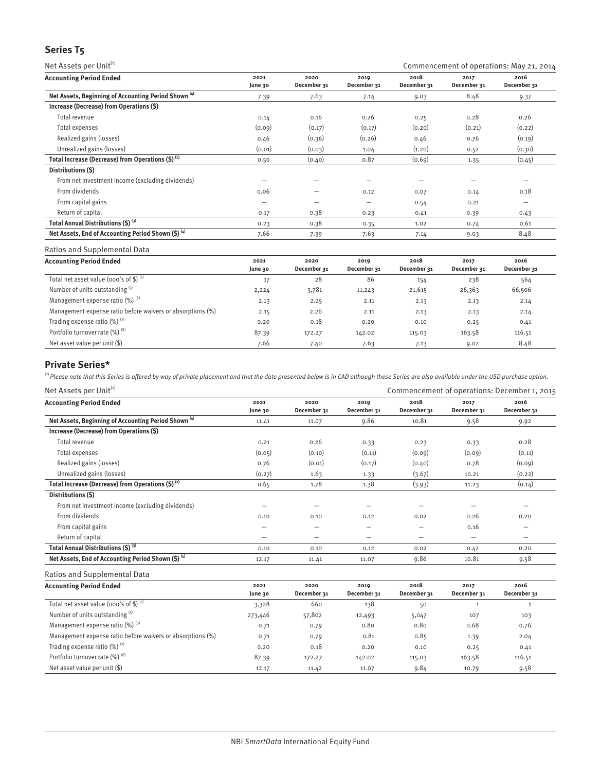## Series T5

Net Assets per Unit(1) — Commencement of operations: May 21, 2014

| Accounting Period Ended | 2021 June 30 | 2020 December 31 | 2019 December 31 | 2018 December 31 | 2017 December 31 | 2016 December 31 |
|---|---|---|---|---|---|---|
| **Net Assets, Beginning of Accounting Period Shown (4)** | 7.39 | 7.63 | 7.14 | 9.03 | 8.48 | 9.37 |
| **Increase (Decrease) from Operations ($)** | | | | | | |
| Total revenue | 0.14 | 0.16 | 0.26 | 0.25 | 0.28 | 0.26 |
| Total expenses | (0.09) | (0.17) | (0.17) | (0.20) | (0.21) | (0.22) |
| Realized gains (losses) | 0.46 | (0.36) | (0.26) | 0.46 | 0.76 | (0.19) |
| Unrealized gains (losses) | (0.01) | (0.03) | 1.04 | (1.20) | 0.52 | (0.30) |
| **Total Increase (Decrease) from Operations ($) (2)** | 0.50 | (0.40) | 0.87 | (0.69) | 1.35 | (0.45) |
| **Distributions ($)** | | | | | | |
| From net investment income (excluding dividends) | – | – | – | – | – | – |
| From dividends | 0.06 | – | 0.12 | 0.07 | 0.14 | 0.18 |
| From capital gains | – | – | – | 0.54 | 0.21 | – |
| Return of capital | 0.17 | 0.38 | 0.23 | 0.41 | 0.39 | 0.43 |
| **Total Annual Distributions ($) (3)** | 0.23 | 0.38 | 0.35 | 1.02 | 0.74 | 0.61 |
| **Net Assets, End of Accounting Period Shown ($) (4)** | 7.66 | 7.39 | 7.63 | 7.14 | 9.03 | 8.48 |

Ratios and Supplemental Data

| Accounting Period Ended | 2021 June 30 | 2020 December 31 | 2019 December 31 | 2018 December 31 | 2017 December 31 | 2016 December 31 |
|---|---|---|---|---|---|---|
| Total net asset value (000's of $) (5) | 17 | 28 | 86 | 154 | 238 | 564 |
| Number of units outstanding (5) | 2,224 | 3,781 | 11,243 | 21,615 | 26,363 | 66,506 |
| Management expense ratio (%) (6) | 2.13 | 2.25 | 2.11 | 2.13 | 2.13 | 2.14 |
| Management expense ratio before waivers or absorptions (%) | 2.15 | 2.26 | 2.11 | 2.13 | 2.13 | 2.14 |
| Trading expense ratio (%) (7) | 0.20 | 0.18 | 0.20 | 0.10 | 0.25 | 0.41 |
| Portfolio turnover rate (%) (8) | 87.39 | 172.27 | 142.02 | 115.03 | 163.58 | 116.51 |
| Net asset value per unit ($) | 7.66 | 7.40 | 7.63 | 7.13 | 9.02 | 8.48 |

## Private Series*

*(\*) Please note that this Series is offered by way of private placement and that the data presented below is in CAD although these Series are also available under the USD purchase option.*

Net Assets per Unit(1) — Commencement of operations: December 1, 2015

| Accounting Period Ended | 2021 June 30 | 2020 December 31 | 2019 December 31 | 2018 December 31 | 2017 December 31 | 2016 December 31 |
|---|---|---|---|---|---|---|
| **Net Assets, Beginning of Accounting Period Shown (4)** | 11.41 | 11.07 | 9.86 | 10.81 | 9.58 | 9.92 |
| **Increase (Decrease) from Operations ($)** | | | | | | |
| Total revenue | 0.21 | 0.26 | 0.33 | 0.23 | 0.33 | 0.28 |
| Total expenses | (0.05) | (0.10) | (0.11) | (0.09) | (0.09) | (0.11) |
| Realized gains (losses) | 0.76 | (0.01) | (0.17) | (0.40) | 0.78 | (0.09) |
| Unrealized gains (losses) | (0.27) | 1.63 | 1.33 | (3.67) | 10.21 | (0.22) |
| **Total Increase (Decrease) from Operations ($) (2)** | 0.65 | 1.78 | 1.38 | (3.93) | 11.23 | (0.14) |
| **Distributions ($)** | | | | | | |
| From net investment income (excluding dividends) | – | – | – | – | – | – |
| From dividends | 0.10 | 0.10 | 0.12 | 0.02 | 0.26 | 0.20 |
| From capital gains | – | – | – | – | 0.16 | – |
| Return of capital | – | – | – | – | – | – |
| **Total Annual Distributions ($) (3)** | 0.10 | 0.10 | 0.12 | 0.02 | 0.42 | 0.20 |
| **Net Assets, End of Accounting Period Shown ($) (4)** | 12.17 | 11.41 | 11.07 | 9.86 | 10.81 | 9.58 |

Ratios and Supplemental Data

| Accounting Period Ended | 2021 June 30 | 2020 December 31 | 2019 December 31 | 2018 December 31 | 2017 December 31 | 2016 December 31 |
|---|---|---|---|---|---|---|
| Total net asset value (000's of $) (5) | 3,328 | 660 | 138 | 50 | 1 | 1 |
| Number of units outstanding (5) | 273,446 | 57,802 | 12,493 | 5,047 | 107 | 103 |
| Management expense ratio (%) (6) | 0.71 | 0.79 | 0.80 | 0.80 | 0.68 | 0.76 |
| Management expense ratio before waivers or absorptions (%) | 0.71 | 0.79 | 0.81 | 0.85 | 1.39 | 2.04 |
| Trading expense ratio (%) (7) | 0.20 | 0.18 | 0.20 | 0.10 | 0.25 | 0.41 |
| Portfolio turnover rate (%) (8) | 87.39 | 172.27 | 142.02 | 115.03 | 163.58 | 116.51 |
| Net asset value per unit ($) | 12.17 | 11.42 | 11.07 | 9.84 | 10.79 | 9.58 |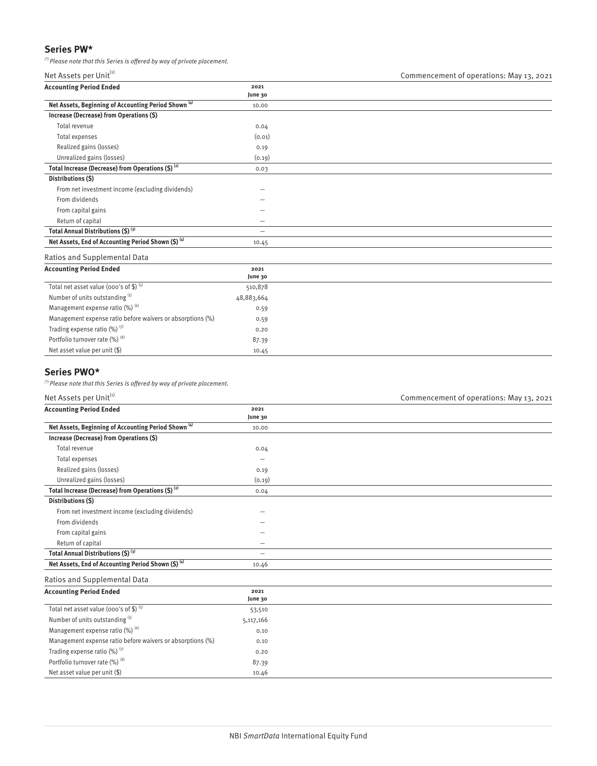## Series PW*

*(\*) Please note that this Series is offered by way of private placement.*

Net Assets per Unit[1] — Commencement of operations: May 13, 2021

| Accounting Period Ended | 2021 June 30 |
|---|---|
| **Net Assets, Beginning of Accounting Period Shown [4]** | 10.00 |
| **Increase (Decrease) from Operations ($)** | |
| Total revenue | 0.04 |
| Total expenses | (0.01) |
| Realized gains (losses) | 0.19 |
| Unrealized gains (losses) | (0.19) |
| **Total Increase (Decrease) from Operations ($) [2]** | 0.03 |
| **Distributions ($)** | |
| From net investment income (excluding dividends) | – |
| From dividends | – |
| From capital gains | – |
| Return of capital | – |
| **Total Annual Distributions ($) [3]** | – |
| **Net Assets, End of Accounting Period Shown ($) [4]** | 10.45 |

Ratios and Supplemental Data

| Accounting Period Ended | 2021 June 30 |
|---|---|
| Total net asset value (000's of $) [5] | 510,878 |
| Number of units outstanding [5] | 48,883,664 |
| Management expense ratio (%) [6] | 0.59 |
| Management expense ratio before waivers or absorptions (%) | 0.59 |
| Trading expense ratio (%) [7] | 0.20 |
| Portfolio turnover rate (%) [8] | 87.39 |
| Net asset value per unit ($) | 10.45 |

## Series PWO*

*(\*) Please note that this Series is offered by way of private placement.*

Net Assets per Unit[1] — Commencement of operations: May 13, 2021

| Accounting Period Ended | 2021 June 30 |
|---|---|
| **Net Assets, Beginning of Accounting Period Shown [4]** | 10.00 |
| **Increase (Decrease) from Operations ($)** | |
| Total revenue | 0.04 |
| Total expenses | – |
| Realized gains (losses) | 0.19 |
| Unrealized gains (losses) | (0.19) |
| **Total Increase (Decrease) from Operations ($) [2]** | 0.04 |
| **Distributions ($)** | |
| From net investment income (excluding dividends) | – |
| From dividends | – |
| From capital gains | – |
| Return of capital | – |
| **Total Annual Distributions ($) [3]** | – |
| **Net Assets, End of Accounting Period Shown ($) [4]** | 10.46 |

Ratios and Supplemental Data

| Accounting Period Ended | 2021 June 30 |
|---|---|
| Total net asset value (000's of $) [5] | 53,510 |
| Number of units outstanding [5] | 5,117,166 |
| Management expense ratio (%) [6] | 0.10 |
| Management expense ratio before waivers or absorptions (%) | 0.10 |
| Trading expense ratio (%) [7] | 0.20 |
| Portfolio turnover rate (%) [8] | 87.39 |
| Net asset value per unit ($) | 10.46 |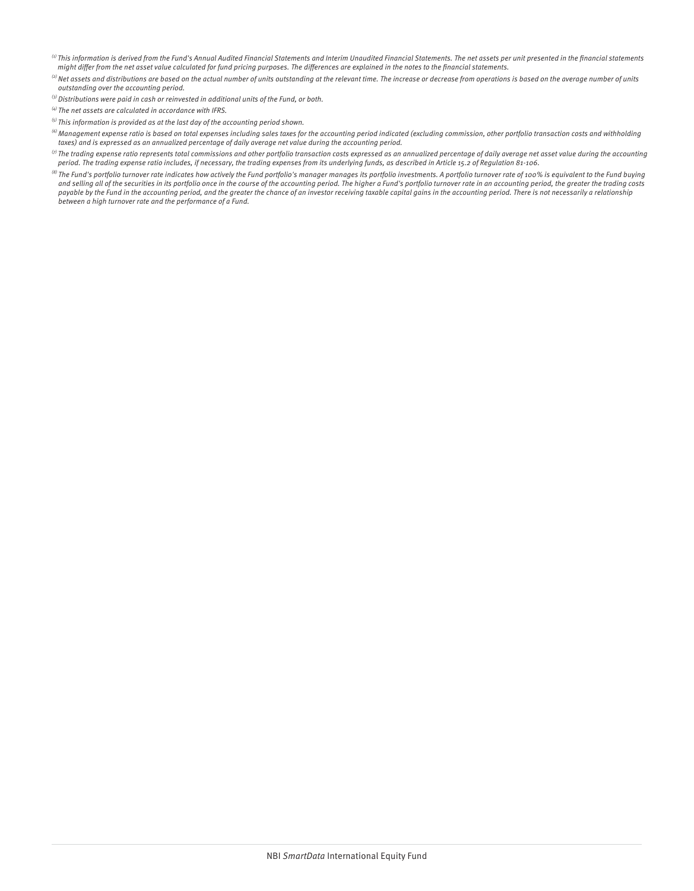[1] *This information is derived from the Fund's Annual Audited Financial Statements and Interim Unaudited Financial Statements. The net assets per unit presented in the financial statements might differ from the net asset value calculated for fund pricing purposes. The differences are explained in the notes to the financial statements.*

[2] *Net assets and distributions are based on the actual number of units outstanding at the relevant time. The increase or decrease from operations is based on the average number of units outstanding over the accounting period.*

[3] *Distributions were paid in cash or reinvested in additional units of the Fund, or both.*

[4] *The net assets are calculated in accordance with IFRS.*

[5] *This information is provided as at the last day of the accounting period shown.*

[6] *Management expense ratio is based on total expenses including sales taxes for the accounting period indicated (excluding commission, other portfolio transaction costs and withholding taxes) and is expressed as an annualized percentage of daily average net value during the accounting period.*

[7] *The trading expense ratio represents total commissions and other portfolio transaction costs expressed as an annualized percentage of daily average net asset value during the accounting period. The trading expense ratio includes, if necessary, the trading expenses from its underlying funds, as described in Article 15.2 of Regulation 81-106.*

[8] *The Fund's portfolio turnover rate indicates how actively the Fund portfolio's manager manages its portfolio investments. A portfolio turnover rate of 100% is equivalent to the Fund buying and selling all of the securities in its portfolio once in the course of the accounting period. The higher a Fund's portfolio turnover rate in an accounting period, the greater the trading costs payable by the Fund in the accounting period, and the greater the chance of an investor receiving taxable capital gains in the accounting period. There is not necessarily a relationship between a high turnover rate and the performance of a Fund.*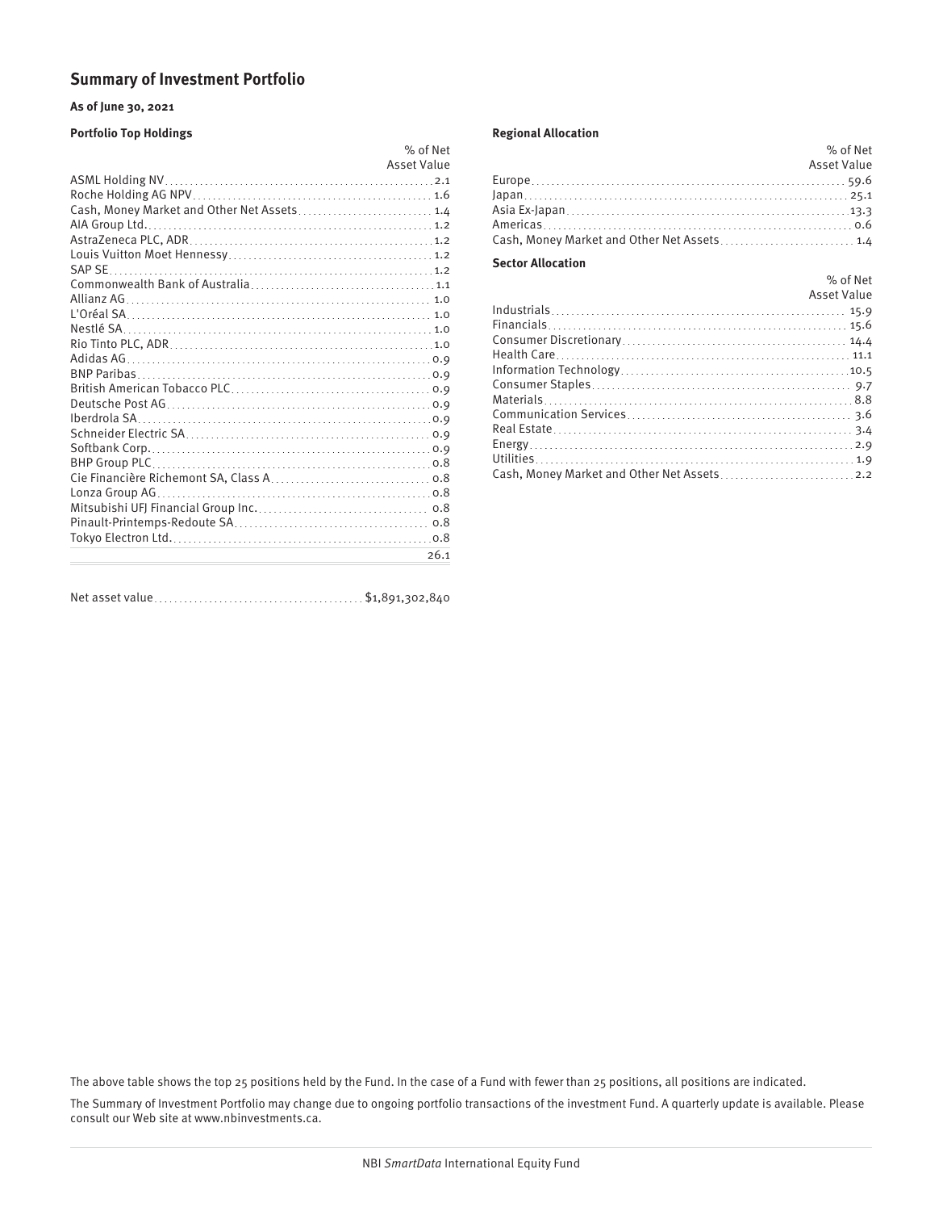## Summary of Investment Portfolio

**As of June 30, 2021**

### Portfolio Top Holdings

| | % of Net Asset Value |
|---|---|
| ASML Holding NV | 2.1 |
| Roche Holding AG NPV | 1.6 |
| Cash, Money Market and Other Net Assets | 1.4 |
| AIA Group Ltd. | 1.2 |
| AstraZeneca PLC, ADR | 1.2 |
| Louis Vuitton Moet Hennessy | 1.2 |
| SAP SE | 1.2 |
| Commonwealth Bank of Australia | 1.1 |
| Allianz AG | 1.0 |
| L'Oréal SA | 1.0 |
| Nestlé SA | 1.0 |
| Rio Tinto PLC, ADR | 1.0 |
| Adidas AG | 0.9 |
| BNP Paribas | 0.9 |
| British American Tobacco PLC | 0.9 |
| Deutsche Post AG | 0.9 |
| Iberdrola SA | 0.9 |
| Schneider Electric SA | 0.9 |
| Softbank Corp. | 0.9 |
| BHP Group PLC | 0.8 |
| Cie Financière Richemont SA, Class A | 0.8 |
| Lonza Group AG | 0.8 |
| Mitsubishi UFJ Financial Group Inc. | 0.8 |
| Pinault-Printemps-Redoute SA | 0.8 |
| Tokyo Electron Ltd. | 0.8 |
| | 26.1 |

Net asset value $1,891,302,840

### Regional Allocation

| | % of Net Asset Value |
|---|---|
| Europe | 59.6 |
| Japan | 25.1 |
| Asia Ex-Japan | 13.3 |
| Americas | 0.6 |
| Cash, Money Market and Other Net Assets | 1.4 |

### Sector Allocation

| | % of Net Asset Value |
|---|---|
| Industrials | 15.9 |
| Financials | 15.6 |
| Consumer Discretionary | 14.4 |
| Health Care | 11.1 |
| Information Technology | 10.5 |
| Consumer Staples | 9.7 |
| Materials | 8.8 |
| Communication Services | 3.6 |
| Real Estate | 3.4 |
| Energy | 2.9 |
| Utilities | 1.9 |
| Cash, Money Market and Other Net Assets | 2.2 |

The above table shows the top 25 positions held by the Fund. In the case of a Fund with fewer than 25 positions, all positions are indicated.

The Summary of Investment Portfolio may change due to ongoing portfolio transactions of the investment Fund. A quarterly update is available. Please consult our Web site at www.nbinvestments.ca.